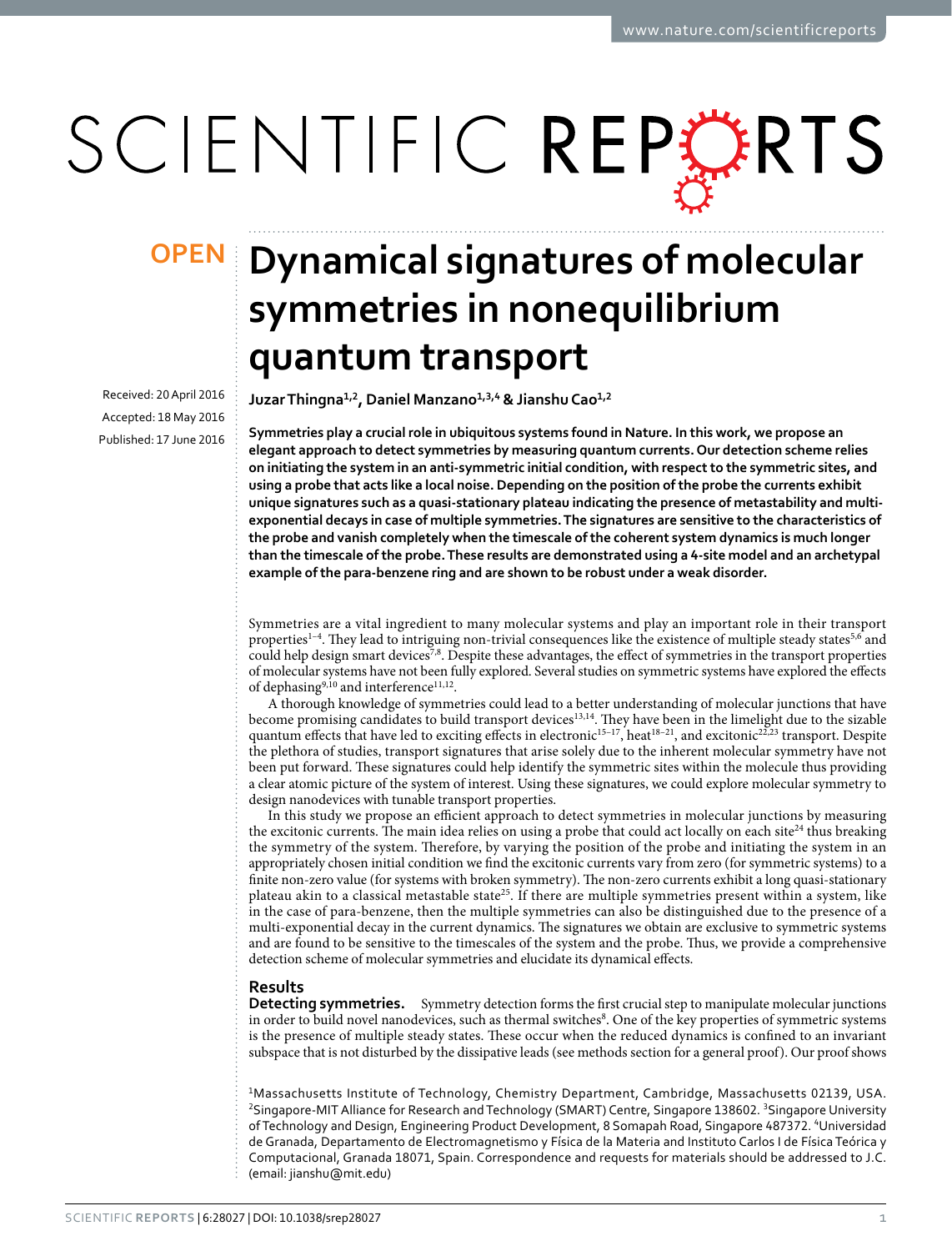OPEN

# Dynamical signatures of molecular symmetries in nonequilibrium quantum transport

Received: 20 April 2016

Accepted: 18 May 2016

Published: 17 June 2016

Juzar Thingna[1,2], Daniel Manzano[1,3,4] & Jianshu Cao[1,2]

**Symmetries play a crucial role in ubiquitous systems found in Nature. In this work, we propose an elegant approach to detect symmetries by measuring quantum currents. Our detection scheme relies on initiating the system in an anti-symmetric initial condition, with respect to the symmetric sites, and using a probe that acts like a local noise. Depending on the position of the probe the currents exhibit unique signatures such as a quasi-stationary plateau indicating the presence of metastability and multi-exponential decays in case of multiple symmetries. The signatures are sensitive to the characteristics of the probe and vanish completely when the timescale of the coherent system dynamics is much longer than the timescale of the probe. These results are demonstrated using a 4-site model and an archetypal example of the para-benzene ring and are shown to be robust under a weak disorder.**

Symmetries are a vital ingredient to many molecular systems and play an important role in their transport properties[1–4]. They lead to intriguing non-trivial consequences like the existence of multiple steady states[5,6] and could help design smart devices[7,8]. Despite these advantages, the effect of symmetries in the transport properties of molecular systems have not been fully explored. Several studies on symmetric systems have explored the effects of dephasing[9,10] and interference[11,12].

A thorough knowledge of symmetries could lead to a better understanding of molecular junctions that have become promising candidates to build transport devices[13,14]. They have been in the limelight due to the sizable quantum effects that have led to exciting effects in electronic[15–17], heat[18–21], and excitonic[22,23] transport. Despite the plethora of studies, transport signatures that arise solely due to the inherent molecular symmetry have not been put forward. These signatures could help identify the symmetric sites within the molecule thus providing a clear atomic picture of the system of interest. Using these signatures, we could explore molecular symmetry to design nanodevices with tunable transport properties.

In this study we propose an efficient approach to detect symmetries in molecular junctions by measuring the excitonic currents. The main idea relies on using a probe that could act locally on each site[24] thus breaking the symmetry of the system. Therefore, by varying the position of the probe and initiating the system in an appropriately chosen initial condition we find the excitonic currents vary from zero (for symmetric systems) to a finite non-zero value (for systems with broken symmetry). The non-zero currents exhibit a long quasi-stationary plateau akin to a classical metastable state[25]. If there are multiple symmetries present within a system, like in the case of para-benzene, then the multiple symmetries can also be distinguished due to the presence of a multi-exponential decay in the current dynamics. The signatures we obtain are exclusive to symmetric systems and are found to be sensitive to the timescales of the system and the probe. Thus, we provide a comprehensive detection scheme of molecular symmetries and elucidate its dynamical effects.

## Results

**Detecting symmetries.** Symmetry detection forms the first crucial step to manipulate molecular junctions in order to build novel nanodevices, such as thermal switches[8]. One of the key properties of symmetric systems is the presence of multiple steady states. These occur when the reduced dynamics is confined to an invariant subspace that is not disturbed by the dissipative leads (see methods section for a general proof). Our proof shows

[1]Massachusetts Institute of Technology, Chemistry Department, Cambridge, Massachusetts 02139, USA. [2]Singapore-MIT Alliance for Research and Technology (SMART) Centre, Singapore 138602. [3]Singapore University of Technology and Design, Engineering Product Development, 8 Somapah Road, Singapore 487372. [4]Universidad de Granada, Departamento de Electromagnetismo y Física de la Materia and Instituto Carlos I de Física Teórica y Computacional, Granada 18071, Spain. Correspondence and requests for materials should be addressed to J.C. (email: jianshu@mit.edu)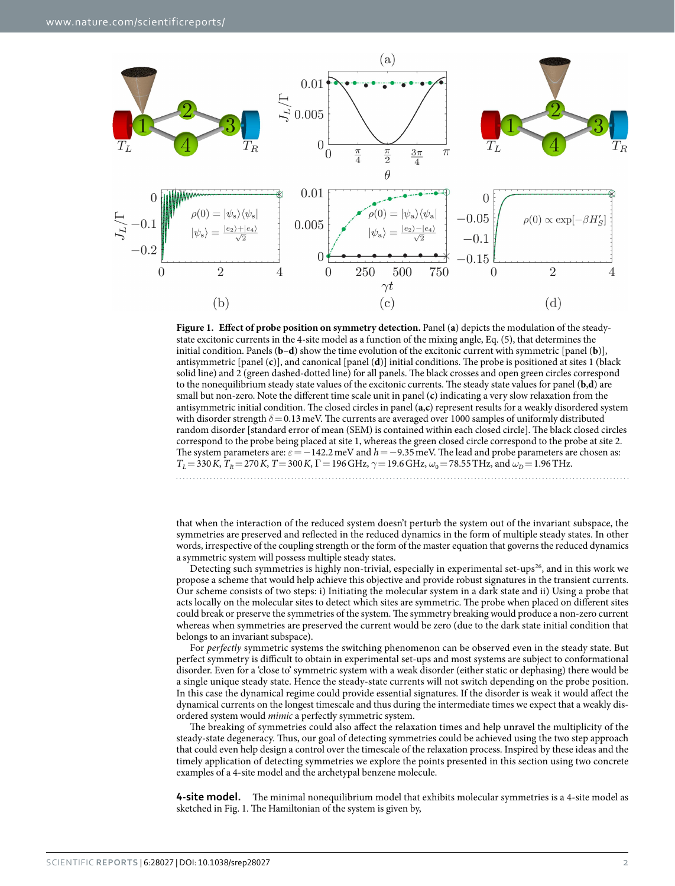**Figure 1. Effect of probe position on symmetry detection.** Panel (**a**) depicts the modulation of the steady-state excitonic currents in the 4-site model as a function of the mixing angle, Eq. (5), that determines the initial condition. Panels (**b–d**) show the time evolution of the excitonic current with symmetric [panel (**b**)], antisymmetric [panel (**c**)], and canonical [panel (**d**)] initial conditions. The probe is positioned at sites 1 (black solid line) and 2 (green dashed-dotted line) for all panels. The black crosses and open green circles correspond to the nonequilibrium steady state values of the excitonic currents. The steady state values for panel (**b,d**) are small but non-zero. Note the different time scale unit in panel (**c**) indicating a very slow relaxation from the antisymmetric initial condition. The closed circles in panel (**a,c**) represent results for a weakly disordered system with disorder strength $\delta = 0.13$ meV. The currents are averaged over 1000 samples of uniformly distributed random disorder [standard error of mean (SEM) is contained within each closed circle]. The black closed circles correspond to the probe being placed at site 1, whereas the green closed circle correspond to the probe at site 2. The system parameters are: $\varepsilon = -142.2$ meV and $h = -9.35$ meV. The lead and probe parameters are chosen as: $T_L = 330\,K$, $T_R = 270\,K$, $T = 300\,K$, $\Gamma = 196$ GHz, $\gamma = 19.6$ GHz, $\omega_0 = 78.55$ THz, and $\omega_D = 1.96$ THz.

that when the interaction of the reduced system doesn't perturb the system out of the invariant subspace, the symmetries are preserved and reflected in the reduced dynamics in the form of multiple steady states. In other words, irrespective of the coupling strength or the form of the master equation that governs the reduced dynamics a symmetric system will possess multiple steady states.

Detecting such symmetries is highly non-trivial, especially in experimental set-ups[26], and in this work we propose a scheme that would help achieve this objective and provide robust signatures in the transient currents. Our scheme consists of two steps: i) Initiating the molecular system in a dark state and ii) Using a probe that acts locally on the molecular sites to detect which sites are symmetric. The probe when placed on different sites could break or preserve the symmetries of the system. The symmetry breaking would produce a non-zero current whereas when symmetries are preserved the current would be zero (due to the dark state initial condition that belongs to an invariant subspace).

For *perfectly* symmetric systems the switching phenomenon can be observed even in the steady state. But perfect symmetry is difficult to obtain in experimental set-ups and most systems are subject to conformational disorder. Even for a 'close to' symmetric system with a weak disorder (either static or dephasing) there would be a single unique steady state. Hence the steady-state currents will not switch depending on the probe position. In this case the dynamical regime could provide essential signatures. If the disorder is weak it would affect the dynamical currents on the longest timescale and thus during the intermediate times we expect that a weakly disordered system would *mimic* a perfectly symmetric system.

The breaking of symmetries could also affect the relaxation times and help unravel the multiplicity of the steady-state degeneracy. Thus, our goal of detecting symmetries could be achieved using the two step approach that could even help design a control over the timescale of the relaxation process. Inspired by these ideas and the timely application of detecting symmetries we explore the points presented in this section using two concrete examples of a 4-site model and the archetypal benzene molecule.

**4-site model.** The minimal nonequilibrium model that exhibits molecular symmetries is a 4-site model as sketched in Fig. 1. The Hamiltonian of the system is given by,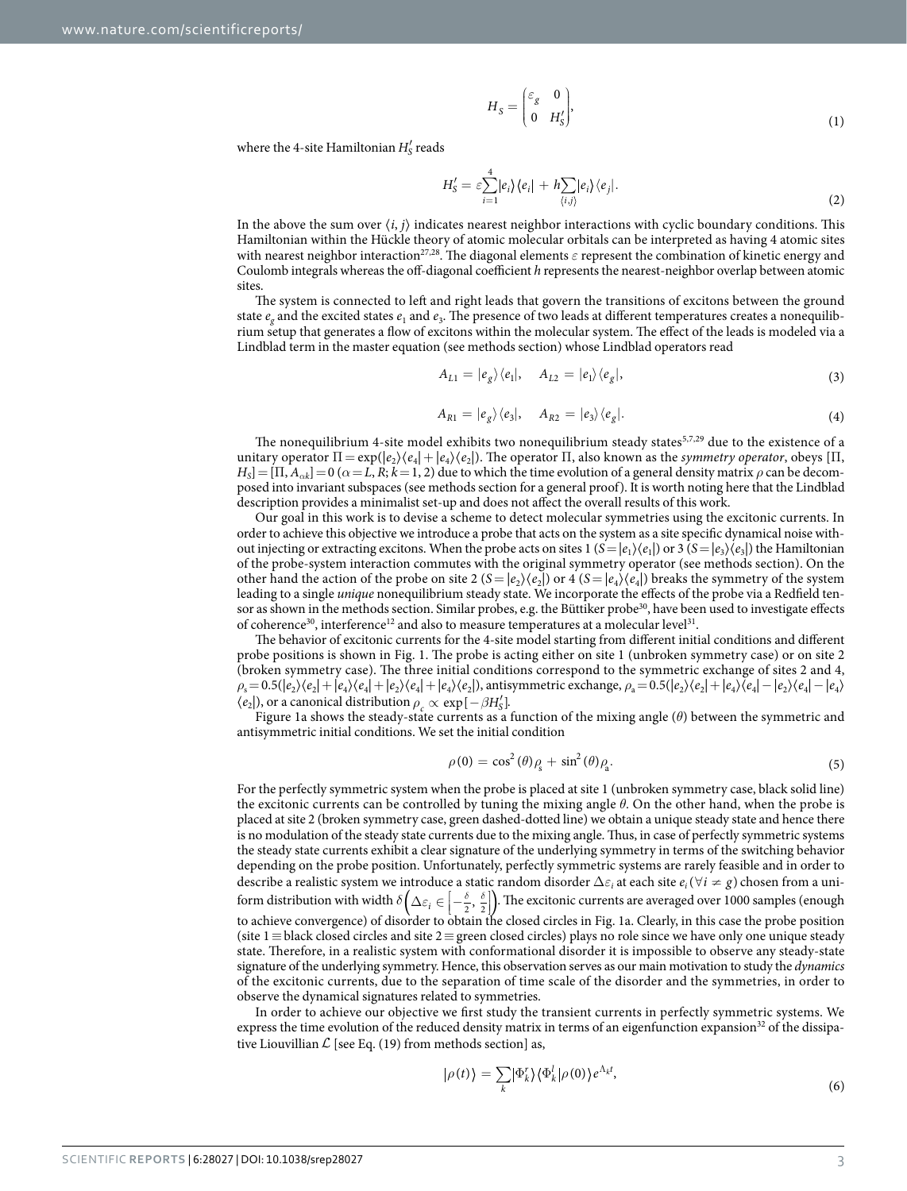$$H_S = \begin{pmatrix} \varepsilon_g & 0 \\ 0 & H_S' \end{pmatrix}, \tag{1}$$

where the 4-site Hamiltonian $H_S'$ reads

$$H_S' = \varepsilon \sum_{i=1}^{4} |e_i\rangle\langle e_i| + h \sum_{\langle i,j\rangle} |e_i\rangle\langle e_j|. \tag{2}$$

In the above the sum over $\langle i, j\rangle$ indicates nearest neighbor interactions with cyclic boundary conditions. This Hamiltonian within the Hückle theory of atomic molecular orbitals can be interpreted as having 4 atomic sites with nearest neighbor interaction[27,28]. The diagonal elements $\varepsilon$ represent the combination of kinetic energy and Coulomb integrals whereas the off-diagonal coefficient $h$ represents the nearest-neighbor overlap between atomic sites.

The system is connected to left and right leads that govern the transitions of excitons between the ground state $e_g$ and the excited states $e_1$ and $e_3$. The presence of two leads at different temperatures creates a nonequilibrium setup that generates a flow of excitons within the molecular system. The effect of the leads is modeled via a Lindblad term in the master equation (see methods section) whose Lindblad operators read

$$A_{L1} = |e_g\rangle\langle e_1|, \quad A_{L2} = |e_1\rangle\langle e_g|, \tag{3}$$

$$A_{R1} = |e_g\rangle\langle e_3|, \quad A_{R2} = |e_3\rangle\langle e_g|. \tag{4}$$

The nonequilibrium 4-site model exhibits two nonequilibrium steady states[5,7,29] due to the existence of a unitary operator $\Pi = \exp(|e_2\rangle\langle e_4| + |e_4\rangle\langle e_2|)$. The operator $\Pi$, also known as the *symmetry operator*, obeys $[\Pi, H_S] = [\Pi, A_{\alpha k}] = 0$ ($\alpha = L, R$; $k = 1, 2$) due to which the time evolution of a general density matrix $\rho$ can be decomposed into invariant subspaces (see methods section for a general proof). It is worth noting here that the Lindblad description provides a minimalist set-up and does not affect the overall results of this work.

Our goal in this work is to devise a scheme to detect molecular symmetries using the excitonic currents. In order to achieve this objective we introduce a probe that acts on the system as a site specific dynamical noise without injecting or extracting excitons. When the probe acts on sites 1 ($S = |e_1\rangle\langle e_1|$) or 3 ($S = |e_3\rangle\langle e_3|$) the Hamiltonian of the probe-system interaction commutes with the original symmetry operator (see methods section). On the other hand the action of the probe on site 2 ($S = |e_2\rangle\langle e_2|$) or 4 ($S = |e_4\rangle\langle e_4|$) breaks the symmetry of the system leading to a single *unique* nonequilibrium steady state. We incorporate the effects of the probe via a Redfield tensor as shown in the methods section. Similar probes, e.g. the Büttiker probe[30], have been used to investigate effects of coherence[30], interference[12] and also to measure temperatures at a molecular level[31].

The behavior of excitonic currents for the 4-site model starting from different initial conditions and different probe positions is shown in Fig. 1. The probe is acting either on site 1 (unbroken symmetry case) or on site 2 (broken symmetry case). The three initial conditions correspond to the symmetric exchange of sites 2 and 4, $\rho_s = 0.5(|e_2\rangle\langle e_2| + |e_4\rangle\langle e_4| + |e_2\rangle\langle e_4| + |e_4\rangle\langle e_2|)$, antisymmetric exchange, $\rho_a = 0.5(|e_2\rangle\langle e_2| + |e_4\rangle\langle e_4| - |e_2\rangle\langle e_4| - |e_4\rangle\langle e_2|)$, or a canonical distribution $\rho_c \propto \exp[-\beta H_S']$.

Figure 1a shows the steady-state currents as a function of the mixing angle ($\theta$) between the symmetric and antisymmetric initial conditions. We set the initial condition

$$\rho(0) = \cos^2(\theta)\rho_s + \sin^2(\theta)\rho_a. \tag{5}$$

For the perfectly symmetric system when the probe is placed at site 1 (unbroken symmetry case, black solid line) the excitonic currents can be controlled by tuning the mixing angle $\theta$. On the other hand, when the probe is placed at site 2 (broken symmetry case, green dashed-dotted line) we obtain a unique steady state and hence there is no modulation of the steady state currents due to the mixing angle. Thus, in case of perfectly symmetric systems the steady state currents exhibit a clear signature of the underlying symmetry in terms of the switching behavior depending on the probe position. Unfortunately, perfectly symmetric systems are rarely feasible and in order to describe a realistic system we introduce a static random disorder $\Delta\varepsilon_i$ at each site $e_i (\forall i \neq g)$ chosen from a uniform distribution with width $\delta\left(\Delta\varepsilon_i \in \left[-\frac{\delta}{2}, \frac{\delta}{2}\right]\right)$. The excitonic currents are averaged over 1000 samples (enough to achieve convergence) of disorder to obtain the closed circles in Fig. 1a. Clearly, in this case the probe position (site 1 ≡ black closed circles and site 2 ≡ green closed circles) plays no role since we have only one unique steady state. Therefore, in a realistic system with conformational disorder it is impossible to observe any steady-state signature of the underlying symmetry. Hence, this observation serves as our main motivation to study the *dynamics* of the excitonic currents, due to the separation of time scale of the disorder and the symmetries, in order to observe the dynamical signatures related to symmetries.

In order to achieve our objective we first study the transient currents in perfectly symmetric systems. We express the time evolution of the reduced density matrix in terms of an eigenfunction expansion[32] of the dissipative Liouvillian $\mathcal{L}$ [see Eq. (19) from methods section] as,

$$|\rho(t)\rangle = \sum_k |\Phi_k^r\rangle\langle\Phi_k^l|\rho(0)\rangle e^{\Lambda_k t}, \tag{6}$$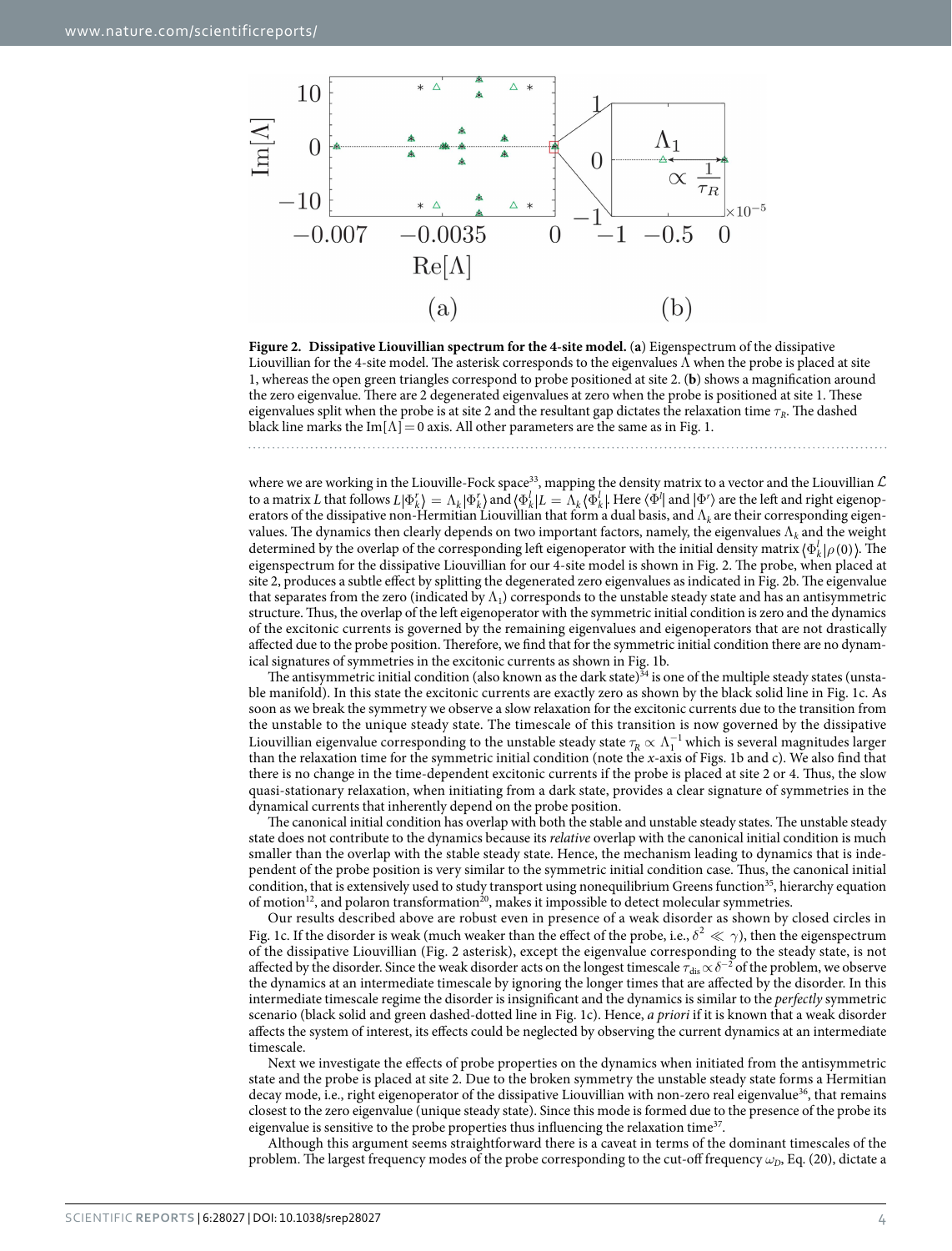**Figure 2. Dissipative Liouvillian spectrum for the 4-site model.** (**a**) Eigenspectrum of the dissipative Liouvillian for the 4-site model. The asterisk corresponds to the eigenvalues Λ when the probe is placed at site 1, whereas the open green triangles correspond to probe positioned at site 2. (**b**) shows a magnification around the zero eigenvalue. There are 2 degenerated eigenvalues at zero when the probe is positioned at site 1. These eigenvalues split when the probe is at site 2 and the resultant gap dictates the relaxation time $\tau_R$. The dashed black line marks the $\mathrm{Im}[\Lambda] = 0$ axis. All other parameters are the same as in Fig. 1.

where we are working in the Liouville-Fock space[33], mapping the density matrix to a vector and the Liouvillian $\mathcal{L}$ to a matrix $L$ that follows $L|\Phi_k^r\rangle = \Lambda_k|\Phi_k^r\rangle$ and $\langle\Phi_k^l|L = \Lambda_k\langle\Phi_k^l|$. Here $\langle\Phi^l|$ and $|\Phi^r\rangle$ are the left and right eigenoperators of the dissipative non-Hermitian Liouvillian that form a dual basis, and $\Lambda_k$ are their corresponding eigenvalues. The dynamics then clearly depends on two important factors, namely, the eigenvalues $\Lambda_k$ and the weight determined by the overlap of the corresponding left eigenoperator with the initial density matrix $\langle\Phi_k^l|\rho(0)\rangle$. The eigenspectrum for the dissipative Liouvillian for our 4-site model is shown in Fig. 2. The probe, when placed at site 2, produces a subtle effect by splitting the degenerated zero eigenvalues as indicated in Fig. 2b. The eigenvalue that separates from the zero (indicated by $\Lambda_1$) corresponds to the unstable steady state and has an antisymmetric structure. Thus, the overlap of the left eigenoperator with the symmetric initial condition is zero and the dynamics of the excitonic currents is governed by the remaining eigenvalues and eigenoperators that are not drastically affected due to the probe position. Therefore, we find that for the symmetric initial condition there are no dynamical signatures of symmetries in the excitonic currents as shown in Fig. 1b.

The antisymmetric initial condition (also known as the dark state)[34] is one of the multiple steady states (unstable manifold). In this state the excitonic currents are exactly zero as shown by the black solid line in Fig. 1c. As soon as we break the symmetry we observe a slow relaxation for the excitonic currents due to the transition from the unstable to the unique steady state. The timescale of this transition is now governed by the dissipative Liouvillian eigenvalue corresponding to the unstable steady state $\tau_R \propto \Lambda_1^{-1}$ which is several magnitudes larger than the relaxation time for the symmetric initial condition (note the $x$-axis of Figs. 1b and c). We also find that there is no change in the time-dependent excitonic currents if the probe is placed at site 2 or 4. Thus, the slow quasi-stationary relaxation, when initiating from a dark state, provides a clear signature of symmetries in the dynamical currents that inherently depend on the probe position.

The canonical initial condition has overlap with both the stable and unstable steady states. The unstable steady state does not contribute to the dynamics because its *relative* overlap with the canonical initial condition is much smaller than the overlap with the stable steady state. Hence, the mechanism leading to dynamics that is independent of the probe position is very similar to the symmetric initial condition case. Thus, the canonical initial condition, that is extensively used to study transport using nonequilibrium Greens function[35], hierarchy equation of motion[12], and polaron transformation[20], makes it impossible to detect molecular symmetries.

Our results described above are robust even in presence of a weak disorder as shown by closed circles in Fig. 1c. If the disorder is weak (much weaker than the effect of the probe, i.e., $\delta^2 \ll \gamma$), then the eigenspectrum of the dissipative Liouvillian (Fig. 2 asterisk), except the eigenvalue corresponding to the steady state, is not affected by the disorder. Since the weak disorder acts on the longest timescale $\tau_{\mathrm{dis}} \propto \delta^{-2}$ of the problem, we observe the dynamics at an intermediate timescale by ignoring the longer times that are affected by the disorder. In this intermediate timescale regime the disorder is insignificant and the dynamics is similar to the *perfectly* symmetric scenario (black solid and green dashed-dotted line in Fig. 1c). Hence, *a priori* if it is known that a weak disorder affects the system of interest, its effects could be neglected by observing the current dynamics at an intermediate timescale.

Next we investigate the effects of probe properties on the dynamics when initiated from the antisymmetric state and the probe is placed at site 2. Due to the broken symmetry the unstable steady state forms a Hermitian decay mode, i.e., right eigenoperator of the dissipative Liouvillian with non-zero real eigenvalue[36], that remains closest to the zero eigenvalue (unique steady state). Since this mode is formed due to the presence of the probe its eigenvalue is sensitive to the probe properties thus influencing the relaxation time[37].

Although this argument seems straightforward there is a caveat in terms of the dominant timescales of the problem. The largest frequency modes of the probe corresponding to the cut-off frequency $\omega_D$, Eq. (20), dictate a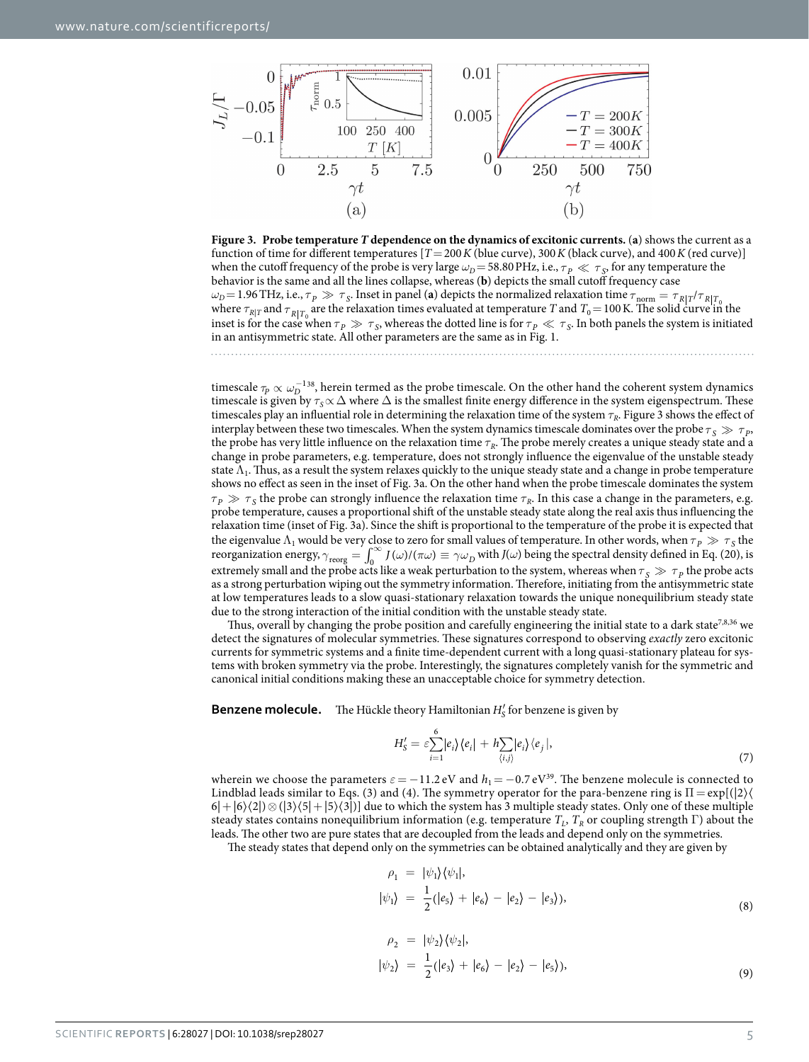**Figure 3. Probe temperature *T* dependence on the dynamics of excitonic currents.** (**a**) shows the current as a function of time for different temperatures [$T = 200\,K$ (blue curve), $300\,K$ (black curve), and $400\,K$ (red curve)] when the cutoff frequency of the probe is very large $\omega_D = 58.80$ PHz, i.e., $\tau_P \ll \tau_S$, for any temperature the behavior is the same and all the lines collapse, whereas (**b**) depicts the small cutoff frequency case $\omega_D = 1.96$ THz, i.e., $\tau_P \gg \tau_S$. Inset in panel (**a**) depicts the normalized relaxation time $\tau_{\text{norm}} = \tau_{R|T}/\tau_{R|T_0}$ where $\tau_{R|T}$ and $\tau_{R|T_0}$ are the relaxation times evaluated at temperature $T$ and $T_0 = 100\,$K. The solid curve in the inset is for the case when $\tau_P \gg \tau_S$, whereas the dotted line is for $\tau_P \ll \tau_S$. In both panels the system is initiated in an antisymmetric state. All other parameters are the same as in Fig. 1.

timescale $\tau_P \propto \omega_D^{-1}$[38], herein termed as the probe timescale. On the other hand the coherent system dynamics timescale is given by $\tau_S \propto \Delta$ where $\Delta$ is the smallest finite energy difference in the system eigenspectrum. These timescales play an influential role in determining the relaxation time of the system $\tau_R$. Figure 3 shows the effect of interplay between these two timescales. When the system dynamics timescale dominates over the probe $\tau_S \gg \tau_P$, the probe has very little influence on the relaxation time $\tau_R$. The probe merely creates a unique steady state and a change in probe parameters, e.g. temperature, does not strongly influence the eigenvalue of the unique steady state $\Lambda_1$. Thus, as a result the system relaxes quickly to the unique steady state and a change in probe temperature shows no effect as seen in the inset of Fig. 3a. On the other hand when the probe timescale dominates the system $\tau_P \gg \tau_S$ the probe can strongly influence the relaxation time $\tau_R$. In this case a change in the parameters, e.g. probe temperature, causes a proportional shift of the unstable steady state along the real axis thus influencing the relaxation time (inset of Fig. 3a). Since the shift is proportional to the temperature of the probe it is expected that the eigenvalue $\Lambda_1$ would be very close to zero for small values of temperature. In other words, when $\tau_P \gg \tau_S$ the reorganization energy, $\gamma_{\text{reorg}} = \int_0^\infty J(\omega)/(\pi\omega) \equiv \gamma\omega_D$ with $J(\omega)$ being the spectral density defined in Eq. (20), is extremely small and the probe acts like a weak perturbation to the system, whereas when $\tau_S \gg \tau_P$ the probe acts as a strong perturbation wiping out the symmetry information. Therefore, initiating from the antisymmetric state at low temperatures leads to a slow quasi-stationary relaxation towards the unique nonequilibrium steady state due to the strong interaction of the initial condition with the unstable steady state.

Thus, overall by changing the probe position and carefully engineering the initial state to a dark state[7,8,36] we detect the signatures of molecular symmetries. These signatures correspond to observing *exactly* zero excitonic currents for symmetric systems and a finite time-dependent current with a long quasi-stationary plateau for systems with broken symmetry via the probe. Interestingly, the signatures completely vanish for the symmetric and canonical initial conditions making these an unacceptable choice for symmetry detection.

**Benzene molecule.** The Hückle theory Hamiltonian $H_S'$ for benzene is given by

$$H_S' = \varepsilon \sum_{i=1}^{6} |e_i\rangle\langle e_i| + h \sum_{\langle i,j\rangle} |e_i\rangle\langle e_j|, \tag{7}$$

wherein we choose the parameters $\varepsilon = -11.2$ eV and $h_1 = -0.7$ eV[39]. The benzene molecule is connected to Lindblad leads similar to Eqs. (3) and (4). The symmetry operator for the para-benzene ring is $\Pi = \exp[(|2\rangle\langle 6| + |6\rangle\langle 2|) \otimes (|3\rangle\langle 5| + |5\rangle\langle 3|)]$ due to which the system has 3 multiple steady states. Only one of these multiple steady states contains nonequilibrium information (e.g. temperature $T_L$, $T_R$ or coupling strength $\Gamma$) about the leads. The other two are pure states that are decoupled from the leads and depend only on the symmetries.

The steady states that depend only on the symmetries can be obtained analytically and they are given by

$$\begin{aligned} \rho_1 &= |\psi_1\rangle\langle\psi_1|, \\ |\psi_1\rangle &= \frac{1}{2}(|e_5\rangle + |e_6\rangle - |e_2\rangle - |e_3\rangle), \end{aligned} \tag{8}$$

$$\begin{aligned} \rho_2 &= |\psi_2\rangle\langle\psi_2|, \\ |\psi_2\rangle &= \frac{1}{2}(|e_3\rangle + |e_6\rangle - |e_2\rangle - |e_5\rangle), \end{aligned} \tag{9}$$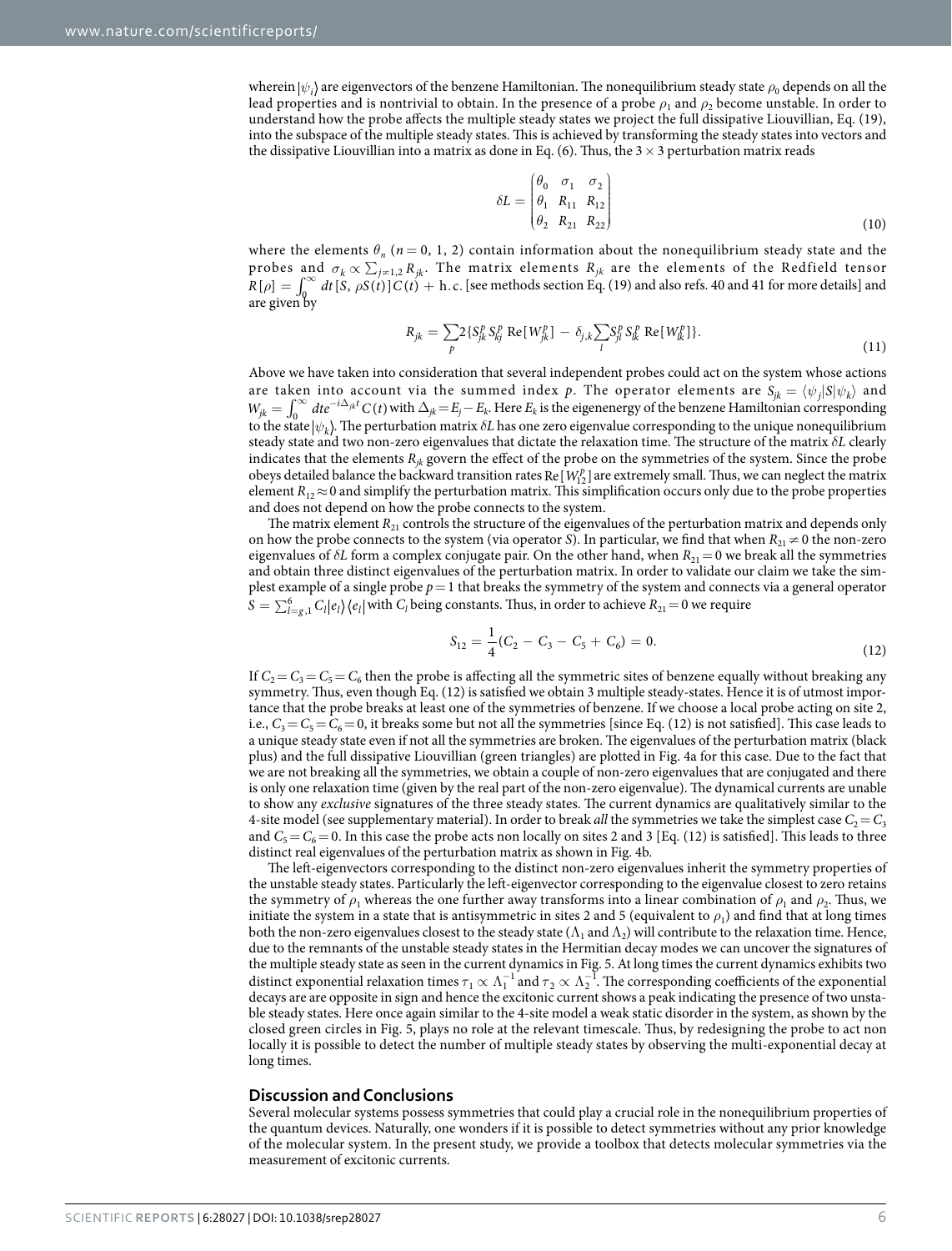wherein $|\psi_i\rangle$ are eigenvectors of the benzene Hamiltonian. The nonequilibrium steady state $\rho_0$ depends on all the lead properties and is nontrivial to obtain. In the presence of a probe $\rho_1$ and $\rho_2$ become unstable. In order to understand how the probe affects the multiple steady states we project the full dissipative Liouvillian, Eq. (19), into the subspace of the multiple steady states. This is achieved by transforming the steady states into vectors and the dissipative Liouvillian into a matrix as done in Eq. (6). Thus, the $3 \times 3$ perturbation matrix reads

$$\delta L = \begin{pmatrix} \theta_0 & \sigma_1 & \sigma_2 \\ \theta_1 & R_{11} & R_{12} \\ \theta_2 & R_{21} & R_{22} \end{pmatrix} \tag{10}$$

where the elements $\theta_n$ ($n = 0, 1, 2$) contain information about the nonequilibrium steady state and the probes and $\sigma_k \propto \sum_{j \neq 1,2} R_{jk}$. The matrix elements $R_{jk}$ are the elements of the Redfield tensor $R[\rho] = \int_0^\infty dt\,[S, \rho S(t)]\,C(t) + \text{h.c.}$ [see methods section Eq. (19) and also refs. 40 and 41 for more details] and are given by

$$R_{jk} = \sum_p 2\{S^p_{jk} S^p_{kj} \,\mathrm{Re}[W^p_{jk}] - \delta_{j,k} \sum_l S^p_{jl} S^p_{lk} \,\mathrm{Re}[W^p_{lk}]\}. \tag{11}$$

Above we have taken into consideration that several independent probes could act on the system whose actions are taken into account via the summed index $p$. The operator elements are $S_{jk} = \langle \psi_j | S | \psi_k \rangle$ and $W_{jk} = \int_0^\infty dt e^{-i\Delta_{jk} t} C(t)$ with $\Delta_{jk} = E_j - E_k$. Here $E_k$ is the eigenenergy of the benzene Hamiltonian corresponding to the state $|\psi_k\rangle$. The perturbation matrix $\delta L$ has one zero eigenvalue corresponding to the unique nonequilibrium steady state and two non-zero eigenvalues that dictate the relaxation time. The structure of the matrix $\delta L$ clearly indicates that the elements $R_{jk}$ govern the effect of the probe on the symmetries of the system. Since the probe obeys detailed balance the backward transition rates $\mathrm{Re}[W^p_{12}]$ are extremely small. Thus, we can neglect the matrix element $R_{12} \approx 0$ and simplify the perturbation matrix. This simplification occurs only due to the probe properties and does not depend on how the probe connects to the system.

The matrix element $R_{21}$ controls the structure of the eigenvalues of the perturbation matrix and depends only on how the probe connects to the system (via operator $S$). In particular, we find that when $R_{21} \neq 0$ the non-zero eigenvalues of $\delta L$ form a complex conjugate pair. On the other hand, when $R_{21} = 0$ we break all the symmetries and obtain three distinct eigenvalues of the perturbation matrix. In order to validate our claim we take the simplest example of a single probe $p = 1$ that breaks the symmetry of the system and connects via a general operator $S = \sum_{l=g,1}^{6} C_l |e_l\rangle\langle e_l|$ with $C_l$ being constants. Thus, in order to achieve $R_{21} = 0$ we require

$$S_{12} = \frac{1}{4}(C_2 - C_3 - C_5 + C_6) = 0. \tag{12}$$

If $C_2 = C_3 = C_5 = C_6$ then the probe is affecting all the symmetric sites of benzene equally without breaking any symmetry. Thus, even though Eq. (12) is satisfied we obtain 3 multiple steady-states. Hence it is of utmost importance that the probe breaks at least one of the symmetries of benzene. If we choose a local probe acting on site 2, i.e., $C_3 = C_5 = C_6 = 0$, it breaks some but not all the symmetries [since Eq. (12) is not satisfied]. This case leads to a unique steady state even if not all the symmetries are broken. The eigenvalues of the perturbation matrix (black plus) and the full dissipative Liouvillian (green triangles) are plotted in Fig. 4a for this case. Due to the fact that we are not breaking all the symmetries, we obtain a couple of non-zero eigenvalues that are conjugated and there is only one relaxation time (given by the real part of the non-zero eigenvalue). The dynamical currents are unable to show any *exclusive* signatures of the three steady states. The current dynamics are qualitatively similar to the 4-site model (see supplementary material). In order to break *all* the symmetries we take the simplest case $C_2 = C_3$ and $C_5 = C_6 = 0$. In this case the probe acts non locally on sites 2 and 3 [Eq. (12) is satisfied]. This leads to three distinct real eigenvalues of the perturbation matrix as shown in Fig. 4b.

The left-eigenvectors corresponding to the distinct non-zero eigenvalues inherit the symmetry properties of the unstable steady states. Particularly the left-eigenvector corresponding to the eigenvalue closest to zero retains the symmetry of $\rho_1$ whereas the one further away transforms into a linear combination of $\rho_1$ and $\rho_2$. Thus, we initiate the system in a state that is antisymmetric in sites 2 and 5 (equivalent to $\rho_1$) and find that at long times both the non-zero eigenvalues closest to the steady state ($\Lambda_1$ and $\Lambda_2$) will contribute to the relaxation time. Hence, due to the remnants of the unstable steady states in the Hermitian decay modes we can uncover the signatures of the multiple steady state as seen in the current dynamics in Fig. 5. At long times the current dynamics exhibits two distinct exponential relaxation times $\tau_1 \propto \Lambda_1^{-1}$ and $\tau_2 \propto \Lambda_2^{-1}$. The corresponding coefficients of the exponential decays are are opposite in sign and hence the excitonic current shows a peak indicating the presence of two unstable steady states. Here once again similar to the 4-site model a weak static disorder in the system, as shown by the closed green circles in Fig. 5, plays no role at the relevant timescale. Thus, by redesigning the probe to act non locally it is possible to detect the number of multiple steady states by observing the multi-exponential decay at long times.

## Discussion and Conclusions

Several molecular systems possess symmetries that could play a crucial role in the nonequilibrium properties of the quantum devices. Naturally, one wonders if it is possible to detect symmetries without any prior knowledge of the molecular system. In the present study, we provide a toolbox that detects molecular symmetries via the measurement of excitonic currents.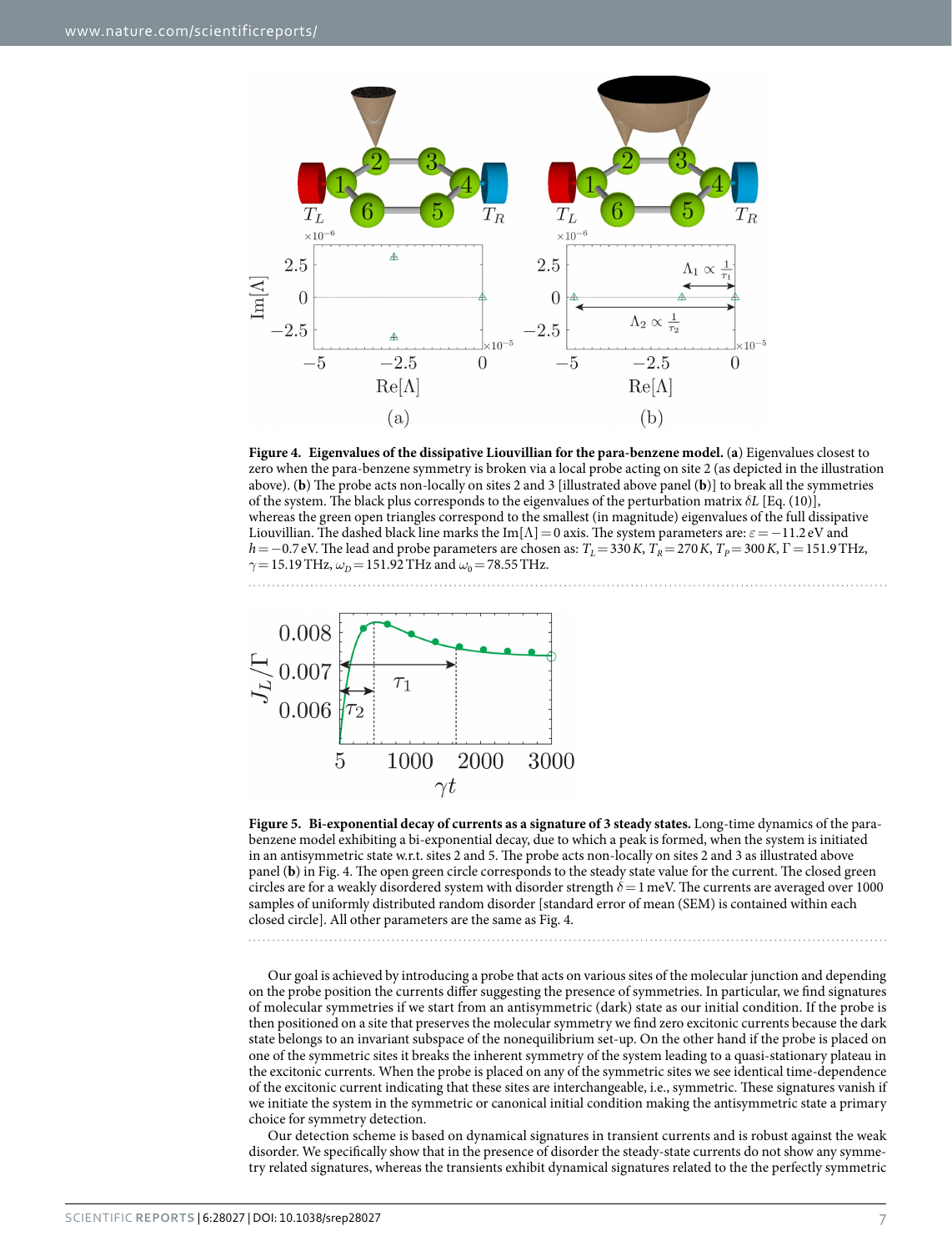**Figure 4. Eigenvalues of the dissipative Liouvillian for the para-benzene model.** (**a**) Eigenvalues closest to zero when the para-benzene symmetry is broken via a local probe acting on site 2 (as depicted in the illustration above). (**b**) The probe acts non-locally on sites 2 and 3 [illustrated above panel (**b**)] to break all the symmetries of the system. The black plus corresponds to the eigenvalues of the perturbation matrix $\delta L$ [Eq. (10)], whereas the green open triangles correspond to the smallest (in magnitude) eigenvalues of the full dissipative Liouvillian. The dashed black line marks the $\text{Im}[\Lambda] = 0$ axis. The system parameters are: $\varepsilon = -11.2\,\text{eV}$ and $h = -0.7\,\text{eV}$. The lead and probe parameters are chosen as: $T_L = 330\,K$, $T_R = 270\,K$, $T_P = 300\,K$, $\Gamma = 151.9\,\text{THz}$, $\gamma = 15.19\,\text{THz}$, $\omega_D = 151.92\,\text{THz}$ and $\omega_0 = 78.55\,\text{THz}$.

**Figure 5. Bi-exponential decay of currents as a signature of 3 steady states.** Long-time dynamics of the para-benzene model exhibiting a bi-exponential decay, due to which a peak is formed, when the system is initiated in an antisymmetric state w.r.t. sites 2 and 5. The probe acts non-locally on sites 2 and 3 as illustrated above panel (**b**) in Fig. 4. The open green circle corresponds to the steady state value for the current. The closed green circles are for a weakly disordered system with disorder strength $\delta = 1\,\text{meV}$. The currents are averaged over 1000 samples of uniformly distributed random disorder [standard error of mean (SEM) is contained within each closed circle]. All other parameters are the same as Fig. 4.

Our goal is achieved by introducing a probe that acts on various sites of the molecular junction and depending on the probe position the currents differ suggesting the presence of symmetries. In particular, we find signatures of molecular symmetries if we start from an antisymmetric (dark) state as our initial condition. If the probe is then positioned on a site that preserves the molecular symmetry we find zero excitonic currents because the dark state belongs to an invariant subspace of the nonequilibrium set-up. On the other hand if the probe is placed on one of the symmetric sites it breaks the inherent symmetry of the system leading to a quasi-stationary plateau in the excitonic currents. When the probe is placed on any of the symmetric sites we see identical time-dependence of the excitonic current indicating that these sites are interchangeable, i.e., symmetric. These signatures vanish if we initiate the system in the symmetric or canonical initial condition making the antisymmetric state a primary choice for symmetry detection.

Our detection scheme is based on dynamical signatures in transient currents and is robust against the weak disorder. We specifically show that in the presence of disorder the steady-state currents do not show any symmetry related signatures, whereas the transients exhibit dynamical signatures related to the the perfectly symmetric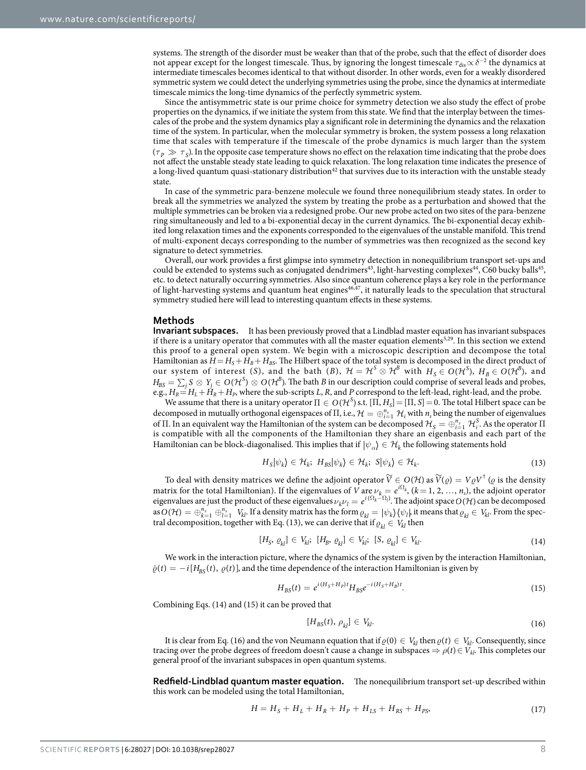systems. The strength of the disorder must be weaker than that of the probe, such that the effect of disorder does not appear except for the longest timescale. Thus, by ignoring the longest timescale $\tau_{\rm dis} \propto \delta^{-2}$ the dynamics at intermediate timescales becomes identical to that without disorder. In other words, even for a weakly disordered symmetric system we could detect the underlying symmetries using the probe, since the dynamics at intermediate timescale mimics the long-time dynamics of the perfectly symmetric system.

Since the antisymmetric state is our prime choice for symmetry detection we also study the effect of probe properties on the dynamics, if we initiate the system from this state. We find that the interplay between the timescales of the probe and the system dynamics play a significant role in determining the dynamics and the relaxation time of the system. In particular, when the molecular symmetry is broken, the system possess a long relaxation time that scales with temperature if the timescale of the probe dynamics is much larger than the system ($\tau_P \gg \tau_S$). In the opposite case temperature shows no effect on the relaxation time indicating that the probe does not affect the unstable steady state leading to quick relaxation. The long relaxation time indicates the presence of a long-lived quantum quasi-stationary distribution[42] that survives due to its interaction with the unstable steady state.

In case of the symmetric para-benzene molecule we found three nonequilibrium steady states. In order to break all the symmetries we analyzed the system by treating the probe as a perturbation and showed that the multiple symmetries can be broken via a redesigned probe. Our new probe acted on two sites of the para-benzene ring simultaneously and led to a bi-exponential decay in the current dynamics. The bi-exponential decay exhibited long relaxation times and the exponents corresponded to the eigenvalues of the unstable manifold. This trend of multi-exponent decays corresponding to the number of symmetries was then recognized as the second key signature to detect symmetries.

Overall, our work provides a first glimpse into symmetry detection in nonequilibrium transport set-ups and could be extended to systems such as conjugated dendrimers[43], light-harvesting complexes[44], C60 bucky balls[45], etc. to detect naturally occurring symmetries. Also since quantum coherence plays a key role in the performance of light-harvesting systems and quantum heat engines[46,47], it naturally leads to the speculation that structural symmetry studied here will lead to interesting quantum effects in these systems.

## Methods

**Invariant subspaces.** It has been previously proved that a Lindblad master equation has invariant subspaces if there is a unitary operator that commutes with all the master equation elements[5,29]. In this section we extend this proof to a general open system. We begin with a microscopic description and decompose the total Hamiltonian as $H = H_S + H_B + H_{BS}$. The Hilbert space of the total system is decomposed in the direct product of our system of interest ($S$), and the bath ($B$), $\mathcal{H} = \mathcal{H}^S \otimes \mathcal{H}^B$ with $H_S \in O(\mathcal{H}^S)$, $H_B \in O(\mathcal{H}^B)$, and $H_{BS} = \sum_j S \otimes Y_j \in O(\mathcal{H}^S) \otimes O(\mathcal{H}^B)$. The bath $B$ in our description could comprise of several leads and probes, e.g., $H_B = H_L + H_R + H_P$, where the sub-scripts $L$, $R$, and $P$ correspond to the left-lead, right-lead, and the probe.

We assume that there is a unitary operator $\Pi \in O(\mathcal{H}^S)$ s.t. $[\Pi, H_S] = [\Pi, S] = 0$. The total Hilbert space can be decomposed in mutually orthogonal eigenspaces of $\Pi$, i.e., $\mathcal{H} = \oplus_{i=1}^{n_s} \mathcal{H}_i$ with $n_s$ being the number of eigenvalues of $\Pi$. In an equivalent way the Hamiltonian of the system can be decomposed $\mathcal{H}_S = \oplus_{i=1}^{n_s} \mathcal{H}_i^S$. As the operator $\Pi$ is compatible with all the components of the Hamiltonian they share an eigenbasis and each part of the Hamiltonian can be block-diagonalised. This implies that if $|\psi_\alpha\rangle \in \mathcal{H}_k$ the following statements hold

$$H_S|\psi_k\rangle \in \mathcal{H}_k;\; H_{BS}|\psi_k\rangle \in \mathcal{H}_k;\; S|\psi_k\rangle \in \mathcal{H}_k. \tag{13}$$

To deal with density matrices we define the adjoint operator $\widetilde{V} \in O(\mathcal{H})$ as $\widetilde{V}(\varrho) = V\varrho V^\dagger$ ($\varrho$ is the density matrix for the total Hamiltonian). If the eigenvalues of $V$ are $\nu_k = e^{i\Omega_k}$, ($k = 1, 2, \ldots, n_s$), the adjoint operator eigenvalues are just the product of these eigenvalues $\nu_k \nu_l = e^{i(\Omega_k - \Omega_l)}$. The adjoint space $O(\mathcal{H})$ can be decomposed as $O(\mathcal{H}) = \oplus_{k=1}^{n_s} \oplus_{l=1}^{n_s} V_{kl}$. If a density matrix has the form $\varrho_{kl} = |\psi_k\rangle\langle\psi_l|$, it means that $\varrho_{kl} \in V_{kl}$. From the spectral decomposition, together with Eq. (13), we can derive that if $\varrho_{kl} \in V_{kl}$ then

$$[H_S, \varrho_{kl}] \in V_{kl};\; [H_B, \varrho_{kl}] \in V_{kl};\; [S, \varrho_{kl}] \in V_{kl}. \tag{14}$$

We work in the interaction picture, where the dynamics of the system is given by the interaction Hamiltonian, $\dot{\varrho}(t) = -i[H_{BS}(t), \varrho(t)]$, and the time dependence of the interaction Hamiltonian is given by

$$H_{BS}(t) = e^{i(H_S + H_P)t} H_{BS} e^{-i(H_S + H_B)t}. \tag{15}$$

Combining Eqs. (14) and (15) it can be proved that

$$[H_{BS}(t), \rho_{kl}] \in V_{kl}. \tag{16}$$

It is clear from Eq. (16) and the von Neumann equation that if $\varrho(0) \in V_{kl}$ then $\varrho(t) \in V_{kl}$. Consequently, since tracing over the probe degrees of freedom doesn't cause a change in subspaces $\Rightarrow \rho(t) \in V_{kl}$. This completes our general proof of the invariant subspaces in open quantum systems.

**Redfield-Lindblad quantum master equation.** The nonequilibrium transport set-up described within this work can be modeled using the total Hamiltonian,

$$H = H_S + H_L + H_R + H_P + H_{LS} + H_{RS} + H_{PS}, \tag{17}$$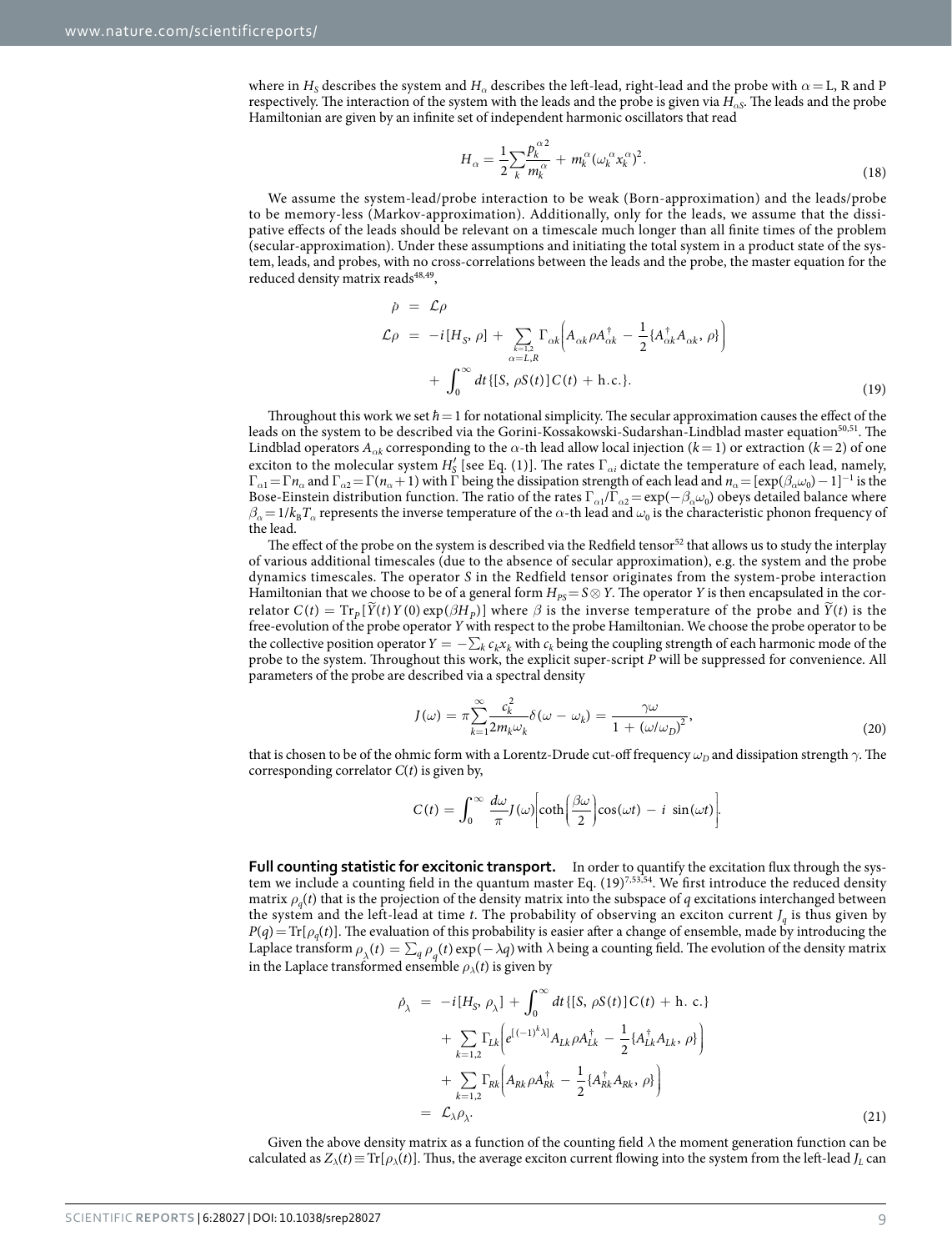where in $H_S$ describes the system and $H_\alpha$ describes the left-lead, right-lead and the probe with $\alpha = \text{L, R and P}$ respectively. The interaction of the system with the leads and the probe is given via $H_{\alpha S}$. The leads and the probe Hamiltonian are given by an infinite set of independent harmonic oscillators that read

$$H_\alpha = \frac{1}{2}\sum_k \frac{p_k^{\alpha\,2}}{m_k^\alpha} + m_k^\alpha(\omega_k^\alpha x_k^\alpha)^2. \tag{18}$$

We assume the system-lead/probe interaction to be weak (Born-approximation) and the leads/probe to be memory-less (Markov-approximation). Additionally, only for the leads, we assume that the dissipative effects of the leads should be relevant on a timescale much longer than all finite times of the problem (secular-approximation). Under these assumptions and initiating the total system in a product state of the system, leads, and probes, with no cross-correlations between the leads and the probe, the master equation for the reduced density matrix reads[48,49],

$$\begin{aligned}
\dot{\rho} &= \mathcal{L}\rho \\
\mathcal{L}\rho &= -i[H_S, \rho] + \sum_{\substack{k=1,2\\ \alpha=L,R}} \Gamma_{\alpha k}\left(A_{\alpha k}\rho A_{\alpha k}^\dagger - \frac{1}{2}\{A_{\alpha k}^\dagger A_{\alpha k}, \rho\}\right) \\
&\quad + \int_0^\infty dt\{[S, \rho S(t)]C(t) + \text{h.c.}\}.
\end{aligned} \tag{19}$$

Throughout this work we set $\hbar = 1$ for notational simplicity. The secular approximation causes the effect of the leads on the system to be described via the Gorini-Kossakowski-Sudarshan-Lindblad master equation[50,51]. The Lindblad operators $A_{\alpha k}$ corresponding to the $\alpha$-th lead allow local injection ($k = 1$) or extraction ($k = 2$) of one exciton to the molecular system $H_S'$ [see Eq. (1)]. The rates $\Gamma_{\alpha i}$ dictate the temperature of each lead, namely, $\Gamma_{\alpha 1} = \Gamma n_\alpha$ and $\Gamma_{\alpha 2} = \Gamma(n_\alpha + 1)$ with $\Gamma$ being the dissipation strength of each lead and $n_\alpha = [\exp(\beta_\alpha\omega_0) - 1]^{-1}$ is the Bose-Einstein distribution function. The ratio of the rates $\Gamma_{\alpha 1}/\Gamma_{\alpha 2} = \exp(-\beta_\alpha\omega_0)$ obeys detailed balance where $\beta_\alpha = 1/k_B T_\alpha$ represents the inverse temperature of the $\alpha$-th lead and $\omega_0$ is the characteristic phonon frequency of the lead.

The effect of the probe on the system is described via the Redfield tensor[52] that allows us to study the interplay of various additional timescales (due to the absence of secular approximation), e.g. the system and the probe dynamics timescales. The operator $S$ in the Redfield tensor originates from the system-probe interaction Hamiltonian that we choose to be of a general form $H_{PS} = S \otimes Y$. The operator $Y$ is then encapsulated in the correlator $C(t) = \text{Tr}_P[\tilde{Y}(t)Y(0)\exp(\beta H_P)]$ where $\beta$ is the inverse temperature of the probe and $\tilde{Y}(t)$ is the free-evolution of the probe operator $Y$ with respect to the probe Hamiltonian. We choose the probe operator to be the collective position operator $Y = -\sum_k c_k x_k$ with $c_k$ being the coupling strength of each harmonic mode of the probe to the system. Throughout this work, the explicit super-script $P$ will be suppressed for convenience. All parameters of the probe are described via a spectral density

$$J(\omega) = \pi\sum_{k=1}^{\infty}\frac{c_k^2}{2m_k\omega_k}\delta(\omega - \omega_k) = \frac{\gamma\omega}{1 + (\omega/\omega_D)^2}, \tag{20}$$

that is chosen to be of the ohmic form with a Lorentz-Drude cut-off frequency $\omega_D$ and dissipation strength $\gamma$. The corresponding correlator $C(t)$ is given by,

$$C(t) = \int_0^\infty \frac{d\omega}{\pi} J(\omega)\left[\coth\left(\frac{\beta\omega}{2}\right)\cos(\omega t) - i\,\sin(\omega t)\right].$$

**Full counting statistic for excitonic transport.** In order to quantify the excitation flux through the system we include a counting field in the quantum master Eq. (19)[7,53,54]. We first introduce the reduced density matrix $\rho_q(t)$ that is the projection of the density matrix into the subspace of $q$ excitations interchanged between the system and the left-lead at time $t$. The probability of observing an exciton current $J_q$ is thus given by $P(q) = \text{Tr}[\rho_q(t)]$. The evaluation of this probability is easier after a change of ensemble, made by introducing the Laplace transform $\rho_\lambda(t) = \sum_q \rho_q(t)\exp(-\lambda q)$ with $\lambda$ being a counting field. The evolution of the density matrix in the Laplace transformed ensemble $\rho_\lambda(t)$ is given by

$$\begin{aligned}
\dot{\rho}_\lambda &= -i[H_S, \rho_\lambda] + \int_0^\infty dt\{[S, \rho S(t)]C(t) + \text{h. c.}\} \\
&\quad + \sum_{k=1,2}\Gamma_{Lk}\left(e^{[(-1)^k\lambda]}A_{Lk}\rho A_{Lk}^\dagger - \frac{1}{2}\{A_{Lk}^\dagger A_{Lk}, \rho\}\right) \\
&\quad + \sum_{k=1,2}\Gamma_{Rk}\left(A_{Rk}\rho A_{Rk}^\dagger - \frac{1}{2}\{A_{Rk}^\dagger A_{Rk}, \rho\}\right) \\
&= \mathcal{L}_\lambda\rho_\lambda.
\end{aligned} \tag{21}$$

Given the above density matrix as a function of the counting field $\lambda$ the moment generation function can be calculated as $Z_\lambda(t) \equiv \text{Tr}[\rho_\lambda(t)]$. Thus, the average exciton current flowing into the system from the left-lead $J_L$ can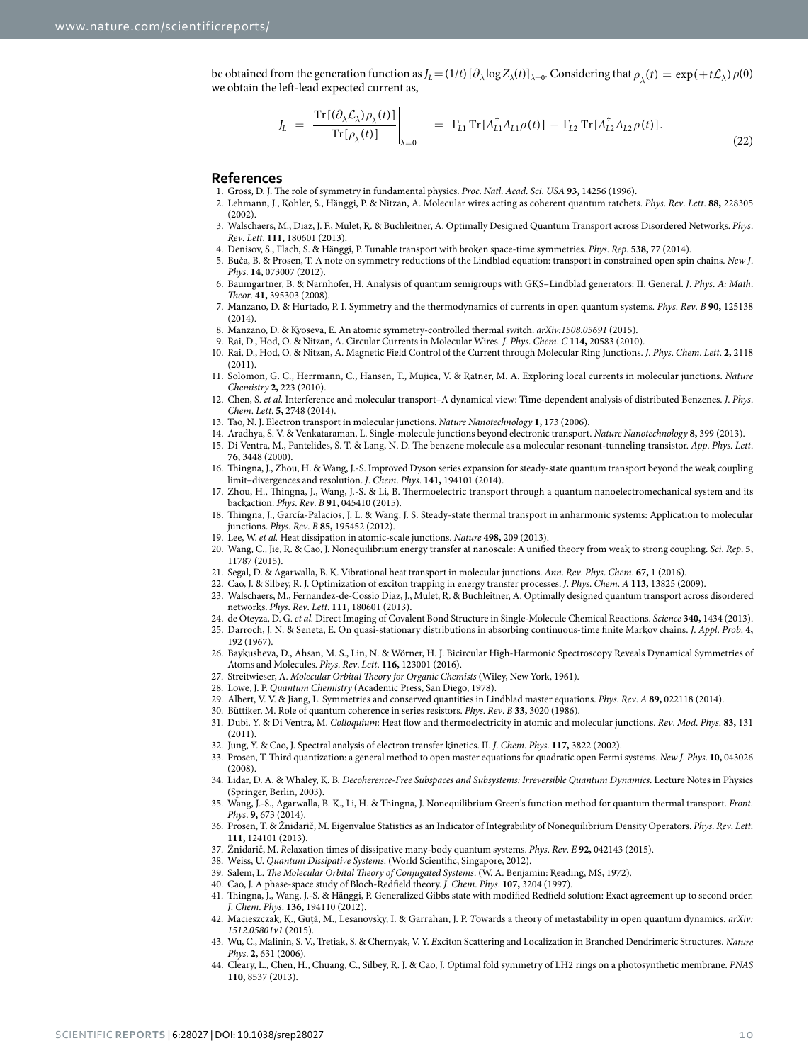be obtained from the generation function as $J_L = (1/t)\,[\partial_\lambda \log Z_\lambda(t)]_{\lambda=0}$. Considering that $\rho_\lambda(t) = \exp(+t\mathcal{L}_\lambda)\,\rho(0)$ we obtain the left-lead expected current as,

$$J_L = \left.\frac{\mathrm{Tr}[(\partial_\lambda \mathcal{L}_\lambda)\rho_\lambda(t)]}{\mathrm{Tr}[\rho_\lambda(t)]}\right|_{\lambda=0} = \Gamma_{L1}\,\mathrm{Tr}[A_{L1}^\dagger A_{L1}\rho(t)] - \Gamma_{L2}\,\mathrm{Tr}[A_{L2}^\dagger A_{L2}\rho(t)]. \tag{22}$$

## References

1. Gross, D. J. The role of symmetry in fundamental physics. *Proc. Natl. Acad. Sci. USA* **93,** 14256 (1996).
2. Lehmann, J., Kohler, S., Hänggi, P. & Nitzan, A. Molecular wires acting as coherent quantum ratchets. *Phys. Rev. Lett.* **88,** 228305 (2002).
3. Walschaers, M., Diaz, J. F., Mulet, R. & Buchleitner, A. Optimally Designed Quantum Transport across Disordered Networks. *Phys. Rev. Lett.* **111,** 180601 (2013).
4. Denisov, S., Flach, S. & Hänggi, P. Tunable transport with broken space-time symmetries. *Phys. Rep.* **538,** 77 (2014).
5. Buča, B. & Prosen, T. A note on symmetry reductions of the Lindblad equation: transport in constrained open spin chains. *New J. Phys.* **14,** 073007 (2012).
6. Baumgartner, B. & Narnhofer, H. Analysis of quantum semigroups with GKS–Lindblad generators: II. General. *J. Phys. A: Math. Theor.* **41,** 395303 (2008).
7. Manzano, D. & Hurtado, P. I. Symmetry and the thermodynamics of currents in open quantum systems. *Phys. Rev. B* **90,** 125138 (2014).
8. Manzano, D. & Kyoseva, E. An atomic symmetry-controlled thermal switch. *arXiv:1508.05691* (2015).
9. Rai, D., Hod, O. & Nitzan, A. Circular Currents in Molecular Wires. *J. Phys. Chem. C* **114,** 20583 (2010).
10. Rai, D., Hod, O. & Nitzan, A. Magnetic Field Control of the Current through Molecular Ring Junctions. *J. Phys. Chem. Lett.* **2,** 2118 (2011).
11. Solomon, G. C., Herrmann, C., Hansen, T., Mujica, V. & Ratner, M. A. Exploring local currents in molecular junctions. *Nature Chemistry* **2,** 223 (2010).
12. Chen, S. *et al.* Interference and molecular transport–A dynamical view: Time-dependent analysis of distributed Benzenes. *J. Phys. Chem. Lett.* **5,** 2748 (2014).
13. Tao, N. J. Electron transport in molecular junctions. *Nature Nanotechnology* **1,** 173 (2006).
14. Aradhya, S. V. & Venkataraman, L. Single-molecule junctions beyond electronic transport. *Nature Nanotechnology* **8,** 399 (2013).
15. Di Ventra, M., Pantelides, S. T. & Lang, N. D. The benzene molecule as a molecular resonant-tunneling transistor. *App. Phys. Lett.* **76,** 3448 (2000).
16. Thingna, J., Zhou, H. & Wang, J.-S. Improved Dyson series expansion for steady-state quantum transport beyond the weak coupling limit–divergences and resolution. *J. Chem. Phys.* **141,** 194101 (2014).
17. Zhou, H., Thingna, J., Wang, J.-S. & Li, B. Thermoelectric transport through a quantum nanoelectromechanical system and its backaction. *Phys. Rev. B* **91,** 045410 (2015).
18. Thingna, J., García-Palacios, J. L. & Wang, J. S. Steady-state thermal transport in anharmonic systems: Application to molecular junctions. *Phys. Rev. B* **85,** 195452 (2012).
19. Lee, W. *et al.* Heat dissipation in atomic-scale junctions. *Nature* **498,** 209 (2013).
20. Wang, C., Jie, R. & Cao, J. Nonequilibrium energy transfer at nanoscale: A unified theory from weak to strong coupling. *Sci. Rep.* **5,** 11787 (2015).
21. Segal, D. & Agarwalla, B. K. Vibrational heat transport in molecular junctions. *Ann. Rev. Phys. Chem.* **67,** 1 (2016).
22. Cao, J. & Silbey, R. J. Optimization of exciton trapping in energy transfer processes. *J. Phys. Chem. A* **113,** 13825 (2009).
23. Walschaers, M., Fernandez-de-Cossio Diaz, J., Mulet, R. & Buchleitner, A. Optimally designed quantum transport across disordered networks. *Phys. Rev. Lett.* **111,** 180601 (2013).
24. de Oteyza, D. G. *et al.* Direct Imaging of Covalent Bond Structure in Single-Molecule Chemical Reactions. *Science* **340,** 1434 (2013).
25. Darroch, J. N. & Seneta, E. On quasi-stationary distributions in absorbing continuous-time finite Markov chains. *J. Appl. Prob.* **4,** 192 (1967).
26. Baykusheva, D., Ahsan, M. S., Lin, N. & Wörner, H. J. Bicircular High-Harmonic Spectroscopy Reveals Dynamical Symmetries of Atoms and Molecules. *Phys. Rev. Lett.* **116,** 123001 (2016).
27. Streitwieser, A. *Molecular Orbital Theory for Organic Chemists* (Wiley, New York, 1961).
28. Lowe, J. P. *Quantum Chemistry* (Academic Press, San Diego, 1978).
29. Albert, V. V. & Jiang, L. Symmetries and conserved quantities in Lindblad master equations. *Phys. Rev. A* **89,** 022118 (2014).
30. Büttiker, M. Role of quantum coherence in series resistors. *Phys. Rev. B* **33,** 3020 (1986).
31. Dubi, Y. & Di Ventra, M. *Colloquium*: Heat flow and thermoelectricity in atomic and molecular junctions. *Rev. Mod. Phys.* **83,** 131 (2011).
32. Jung, Y. & Cao, J. Spectral analysis of electron transfer kinetics. II. *J. Chem. Phys.* **117,** 3822 (2002).
33. Prosen, T. Third quantization: a general method to open master equations for quadratic open Fermi systems. *New J. Phys.* **10,** 043026 (2008).
34. Lidar, D. A. & Whaley, K. B. *Decoherence-Free Subspaces and Subsystems: Irreversible Quantum Dynamics*. Lecture Notes in Physics (Springer, Berlin, 2003).
35. Wang, J.-S., Agarwalla, B. K., Li, H. & Thingna, J. Nonequilibrium Green's function method for quantum thermal transport. *Front. Phys.* **9,** 673 (2014).
36. Prosen, T. & Žnidarič, M. Eigenvalue Statistics as an Indicator of Integrability of Nonequilibrium Density Operators. *Phys. Rev. Lett.* **111,** 124101 (2013).
37. Žnidarič, M. Relaxation times of dissipative many-body quantum systems. *Phys. Rev. E* **92,** 042143 (2015).
38. Weiss, U. *Quantum Dissipative Systems*. (World Scientific, Singapore, 2012).
39. Salem, L. *The Molecular Orbital Theory of Conjugated Systems*. (W. A. Benjamin: Reading, MS, 1972).
40. Cao, J. A phase-space study of Bloch-Redfield theory. *J. Chem. Phys.* **107,** 3204 (1997).
41. Thingna, J., Wang, J.-S. & Hänggi, P. Generalized Gibbs state with modified Redfield solution: Exact agreement up to second order. *J. Chem. Phys.* **136,** 194110 (2012).
42. Macieszczak, K., Guţă, M., Lesanovsky, I. & Garrahan, J. P. Towards a theory of metastability in open quantum dynamics. *arXiv: 1512.05801v1* (2015).
43. Wu, C., Malinin, S. V., Tretiak, S. & Chernyak, V. Y. Exciton Scattering and Localization in Branched Dendrimeric Structures. *Nature Phys.* **2,** 631 (2006).
44. Cleary, L., Chen, H., Chuang, C., Silbey, R. J. & Cao, J. Optimal fold symmetry of LH2 rings on a photosynthetic membrane. *PNAS* **110,** 8537 (2013).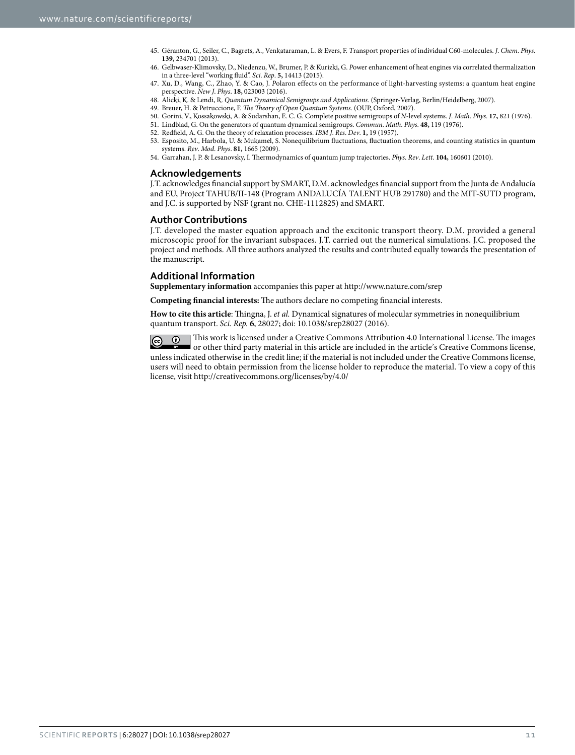45. Géranton, G., Seiler, C., Bagrets, A., Venkataraman, L. & Evers, F. Transport properties of individual C60-molecules. *J. Chem. Phys.* **139,** 234701 (2013).
46. Gelbwaser-Klimovsky, D., Niedenzu, W., Brumer, P. & Kurizki, G. Power enhancement of heat engines via correlated thermalization in a three-level "working fluid". *Sci. Rep.* **5,** 14413 (2015).
47. Xu, D., Wang, C., Zhao, Y. & Cao, J. Polaron effects on the performance of light-harvesting systems: a quantum heat engine perspective. *New J. Phys.* **18,** 023003 (2016).
48. Alicki, K. & Lendi, R. *Quantum Dynamical Semigroups and Applications*. (Springer-Verlag, Berlin/Heidelberg, 2007).
49. Breuer, H. & Petruccione, F. *The Theory of Open Quantum Systems*. (OUP, Oxford, 2007).
50. Gorini, V., Kossakowski, A. & Sudarshan, E. C. G. Complete positive semigroups of *N*-level systems. *J. Math. Phys.* **17,** 821 (1976).
51. Lindblad, G. On the generators of quantum dynamical semigroups. *Commun. Math. Phys.* **48,** 119 (1976).
52. Redfield, A. G. On the theory of relaxation processes. *IBM J. Res. Dev.* **1,** 19 (1957).
53. Esposito, M., Harbola, U. & Mukamel, S. Nonequilibrium fluctuations, fluctuation theorems, and counting statistics in quantum systems. *Rev. Mod. Phys.* **81,** 1665 (2009).
54. Garrahan, J. P. & Lesanovsky, I. Thermodynamics of quantum jump trajectories. *Phys. Rev. Lett.* **104,** 160601 (2010).

## Acknowledgements

J.T. acknowledges financial support by SMART, D.M. acknowledges financial support from the Junta de Andalucía and EU, Project TAHUB/II-148 (Program ANDALUCÍA TALENT HUB 291780) and the MIT-SUTD program, and J.C. is supported by NSF (grant no. CHE-1112825) and SMART.

## Author Contributions

J.T. developed the master equation approach and the excitonic transport theory. D.M. provided a general microscopic proof for the invariant subspaces. J.T. carried out the numerical simulations. J.C. proposed the project and methods. All three authors analyzed the results and contributed equally towards the presentation of the manuscript.

## Additional Information

**Supplementary information** accompanies this paper at http://www.nature.com/srep

**Competing financial interests:** The authors declare no competing financial interests.

**How to cite this article**: Thingna, J. *et al.* Dynamical signatures of molecular symmetries in nonequilibrium quantum transport. *Sci. Rep.* **6**, 28027; doi: 10.1038/srep28027 (2016).

This work is licensed under a Creative Commons Attribution 4.0 International License. The images or other third party material in this article are included in the article's Creative Commons license, unless indicated otherwise in the credit line; if the material is not included under the Creative Commons license, users will need to obtain permission from the license holder to reproduce the material. To view a copy of this license, visit http://creativecommons.org/licenses/by/4.0/